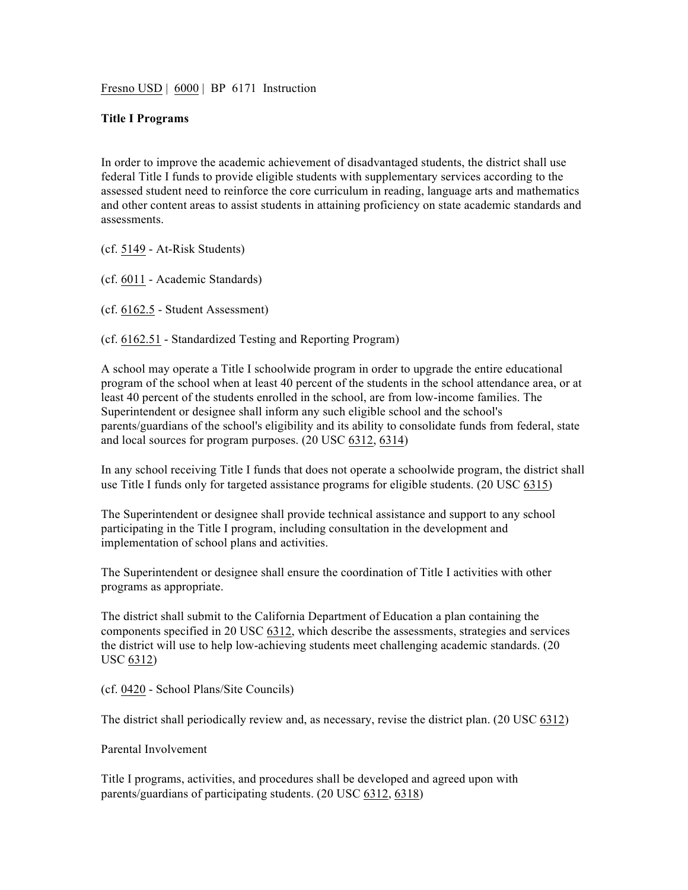Fresno USD | 6000 | BP 6171 Instruction

**Title I Programs**

In order to improve the academic achievement of disadvantaged students, the district shall use federal Title I funds to provide eligible students with supplementary services according to the assessed student need to reinforce the core curriculum in reading, language arts and mathematics and other content areas to assist students in attaining proficiency on state academic standards and assessments.

(cf. 5149 - At-Risk Students)

(cf. 6011 - Academic Standards)

(cf. 6162.5 - Student Assessment)

(cf. 6162.51 - Standardized Testing and Reporting Program)

A school may operate a Title I schoolwide program in order to upgrade the entire educational program of the school when at least 40 percent of the students in the school attendance area, or at least 40 percent of the students enrolled in the school, are from low-income families. The Superintendent or designee shall inform any such eligible school and the school's parents/guardians of the school's eligibility and its ability to consolidate funds from federal, state and local sources for program purposes. (20 USC 6312, 6314)

In any school receiving Title I funds that does not operate a schoolwide program, the district shall use Title I funds only for targeted assistance programs for eligible students. (20 USC 6315)

The Superintendent or designee shall provide technical assistance and support to any school participating in the Title I program, including consultation in the development and implementation of school plans and activities.

The Superintendent or designee shall ensure the coordination of Title I activities with other programs as appropriate.

The district shall submit to the California Department of Education a plan containing the components specified in 20 USC 6312, which describe the assessments, strategies and services the district will use to help low-achieving students meet challenging academic standards. (20 USC 6312)

(cf. 0420 - School Plans/Site Councils)

The district shall periodically review and, as necessary, revise the district plan. (20 USC 6312)

Parental Involvement

Title I programs, activities, and procedures shall be developed and agreed upon with parents/guardians of participating students. (20 USC 6312, 6318)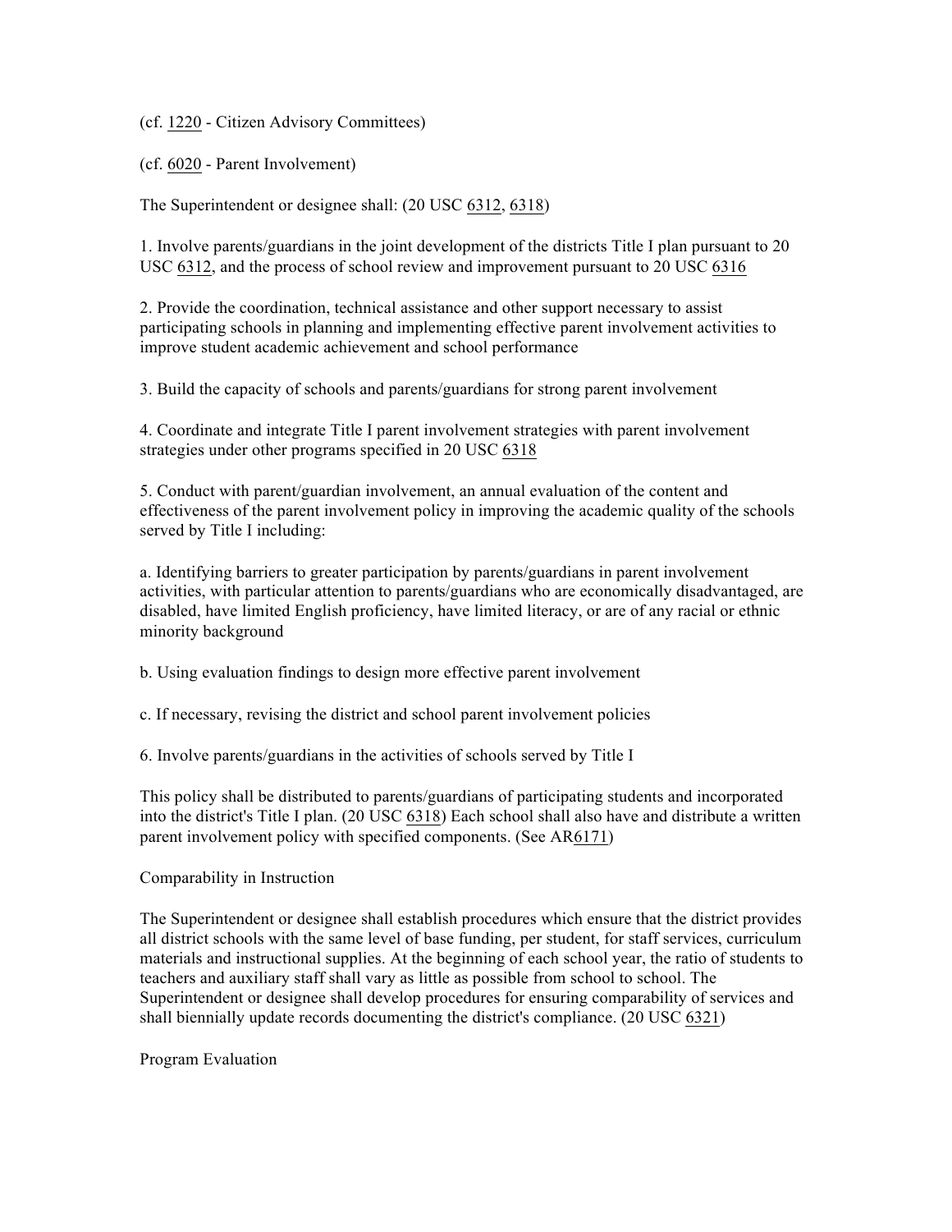(cf. 1220 - Citizen Advisory Committees)

(cf. 6020 - Parent Involvement)

The Superintendent or designee shall: (20 USC 6312, 6318)

1. Involve parents/guardians in the joint development of the districts Title I plan pursuant to 20 USC 6312, and the process of school review and improvement pursuant to 20 USC 6316

2. Provide the coordination, technical assistance and other support necessary to assist participating schools in planning and implementing effective parent involvement activities to improve student academic achievement and school performance

3. Build the capacity of schools and parents/guardians for strong parent involvement

4. Coordinate and integrate Title I parent involvement strategies with parent involvement strategies under other programs specified in 20 USC 6318

5. Conduct with parent/guardian involvement, an annual evaluation of the content and effectiveness of the parent involvement policy in improving the academic quality of the schools served by Title I including:

a. Identifying barriers to greater participation by parents/guardians in parent involvement activities, with particular attention to parents/guardians who are economically disadvantaged, are disabled, have limited English proficiency, have limited literacy, or are of any racial or ethnic minority background

b. Using evaluation findings to design more effective parent involvement

c. If necessary, revising the district and school parent involvement policies

6. Involve parents/guardians in the activities of schools served by Title I

This policy shall be distributed to parents/guardians of participating students and incorporated into the district's Title I plan. (20 USC 6318) Each school shall also have and distribute a written parent involvement policy with specified components. (See AR6171)

Comparability in Instruction

The Superintendent or designee shall establish procedures which ensure that the district provides all district schools with the same level of base funding, per student, for staff services, curriculum materials and instructional supplies. At the beginning of each school year, the ratio of students to teachers and auxiliary staff shall vary as little as possible from school to school. The Superintendent or designee shall develop procedures for ensuring comparability of services and shall biennially update records documenting the district's compliance. (20 USC 6321)

Program Evaluation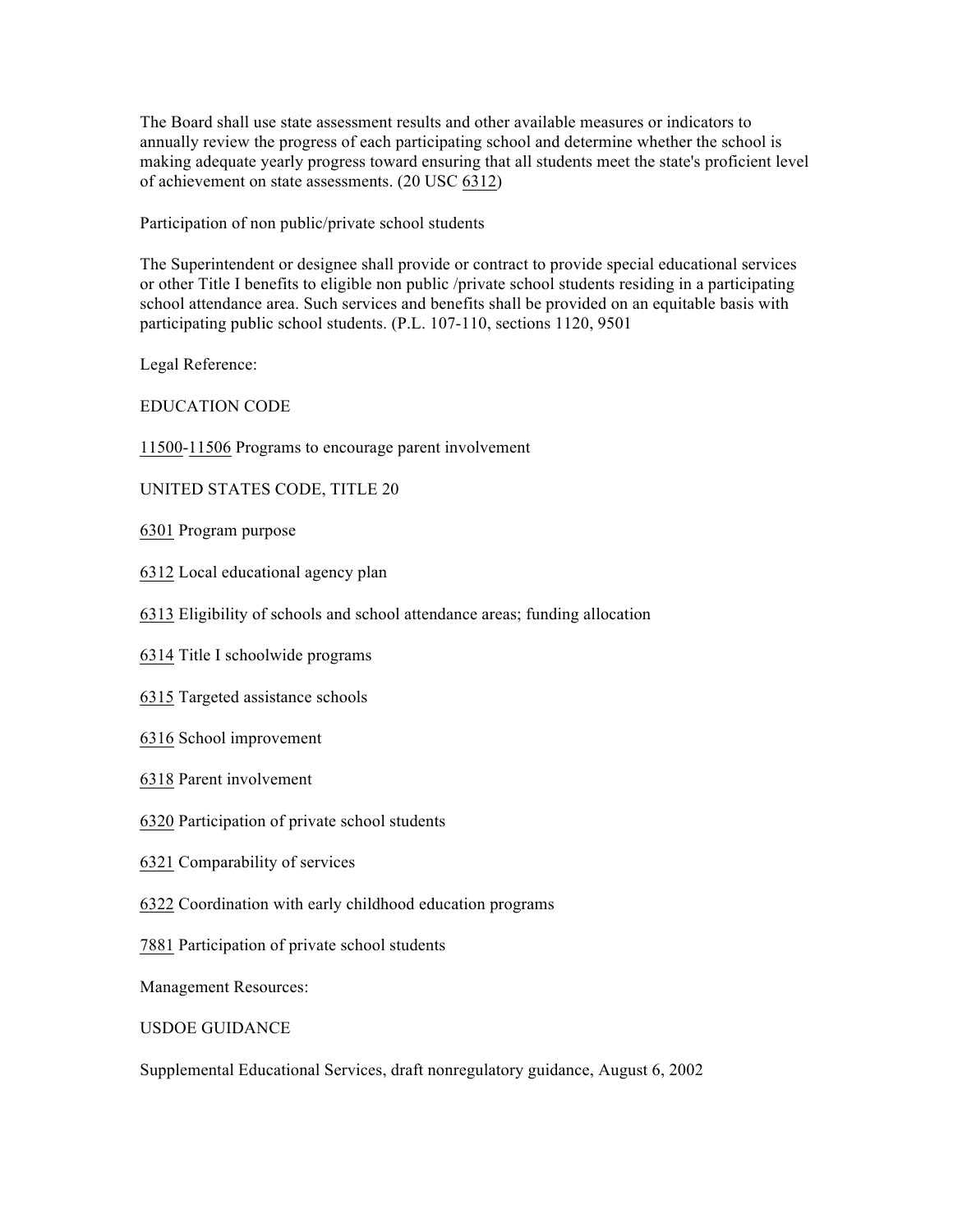The Board shall use state assessment results and other available measures or indicators to annually review the progress of each participating school and determine whether the school is making adequate yearly progress toward ensuring that all students meet the state's proficient level of achievement on state assessments. (20 USC 6312)

Participation of non public/private school students

The Superintendent or designee shall provide or contract to provide special educational services or other Title I benefits to eligible non public /private school students residing in a participating school attendance area. Such services and benefits shall be provided on an equitable basis with participating public school students. (P.L. 107-110, sections 1120, 9501

Legal Reference:

EDUCATION CODE

11500-11506 Programs to encourage parent involvement

UNITED STATES CODE, TITLE 20

6301 Program purpose

6312 Local educational agency plan

6313 Eligibility of schools and school attendance areas; funding allocation

6314 Title I schoolwide programs

6315 Targeted assistance schools

6316 School improvement

6318 Parent involvement

6320 Participation of private school students

6321 Comparability of services

6322 Coordination with early childhood education programs

7881 Participation of private school students

Management Resources:

USDOE GUIDANCE

Supplemental Educational Services, draft nonregulatory guidance, August 6, 2002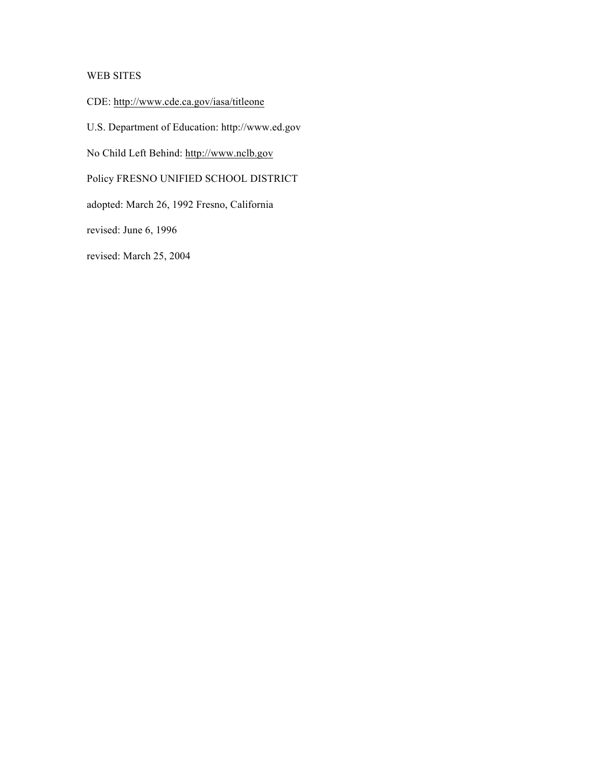WEB SITES

CDE: http://www.cde.ca.gov/iasa/titleone

U.S. Department of Education: http://www.ed.gov

No Child Left Behind: http://www.nclb.gov

Policy FRESNO UNIFIED SCHOOL DISTRICT

adopted: March 26, 1992 Fresno, California

revised: June 6, 1996

revised: March 25, 2004